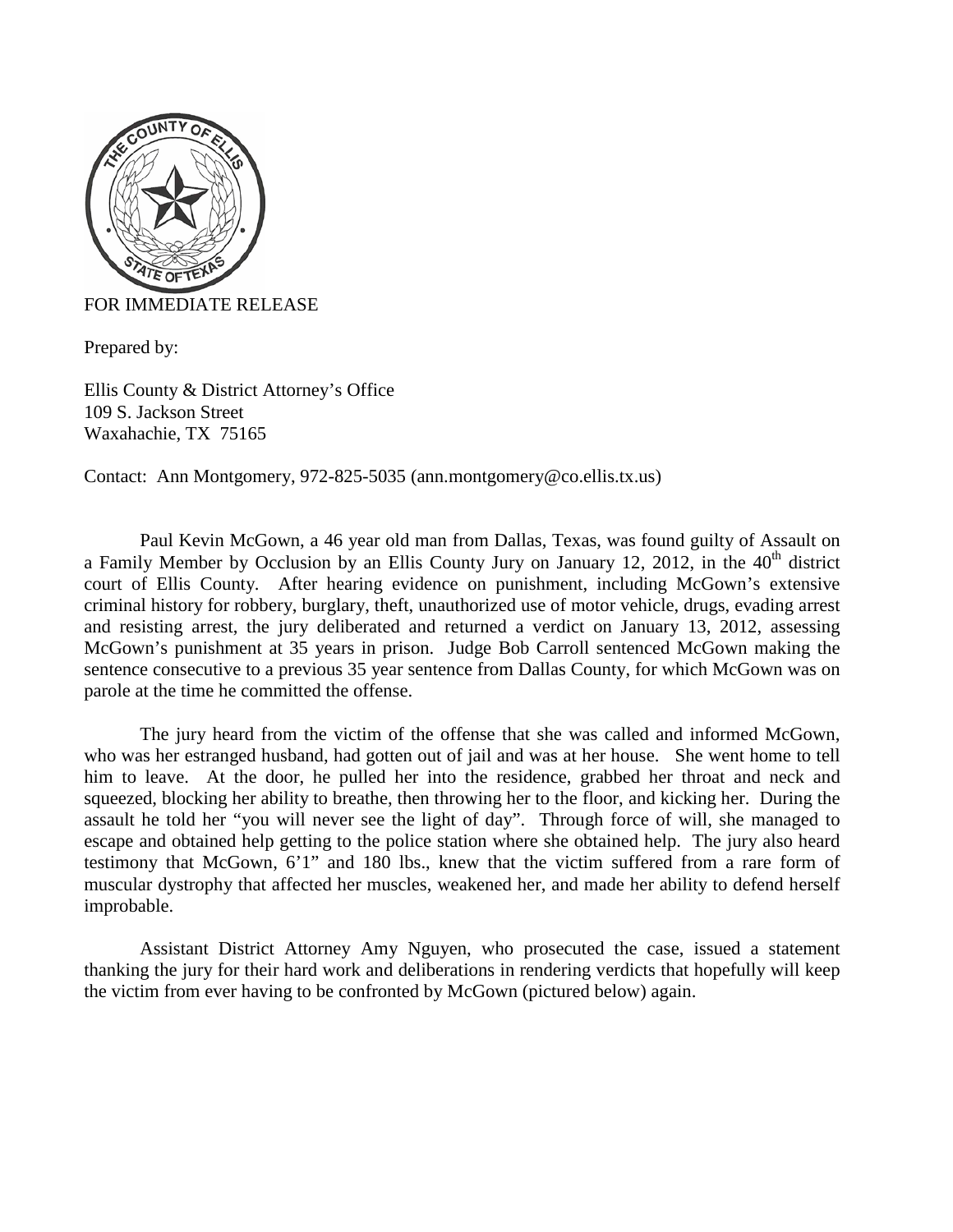FOR IMMEDIATE RELEASE

Prepared by:

Ellis County & District Attorney's Office
109 S. Jackson Street
Waxahachie, TX 75165

Contact: Ann Montgomery, 972-825-5035 (ann.montgomery@co.ellis.tx.us)

Paul Kevin McGown, a 46 year old man from Dallas, Texas, was found guilty of Assault on a Family Member by Occlusion by an Ellis County Jury on January 12, 2012, in the 40th district court of Ellis County. After hearing evidence on punishment, including McGown's extensive criminal history for robbery, burglary, theft, unauthorized use of motor vehicle, drugs, evading arrest and resisting arrest, the jury deliberated and returned a verdict on January 13, 2012, assessing McGown's punishment at 35 years in prison. Judge Bob Carroll sentenced McGown making the sentence consecutive to a previous 35 year sentence from Dallas County, for which McGown was on parole at the time he committed the offense.

The jury heard from the victim of the offense that she was called and informed McGown, who was her estranged husband, had gotten out of jail and was at her house. She went home to tell him to leave. At the door, he pulled her into the residence, grabbed her throat and neck and squeezed, blocking her ability to breathe, then throwing her to the floor, and kicking her. During the assault he told her "you will never see the light of day". Through force of will, she managed to escape and obtained help getting to the police station where she obtained help. The jury also heard testimony that McGown, 6'1" and 180 lbs., knew that the victim suffered from a rare form of muscular dystrophy that affected her muscles, weakened her, and made her ability to defend herself improbable.

Assistant District Attorney Amy Nguyen, who prosecuted the case, issued a statement thanking the jury for their hard work and deliberations in rendering verdicts that hopefully will keep the victim from ever having to be confronted by McGown (pictured below) again.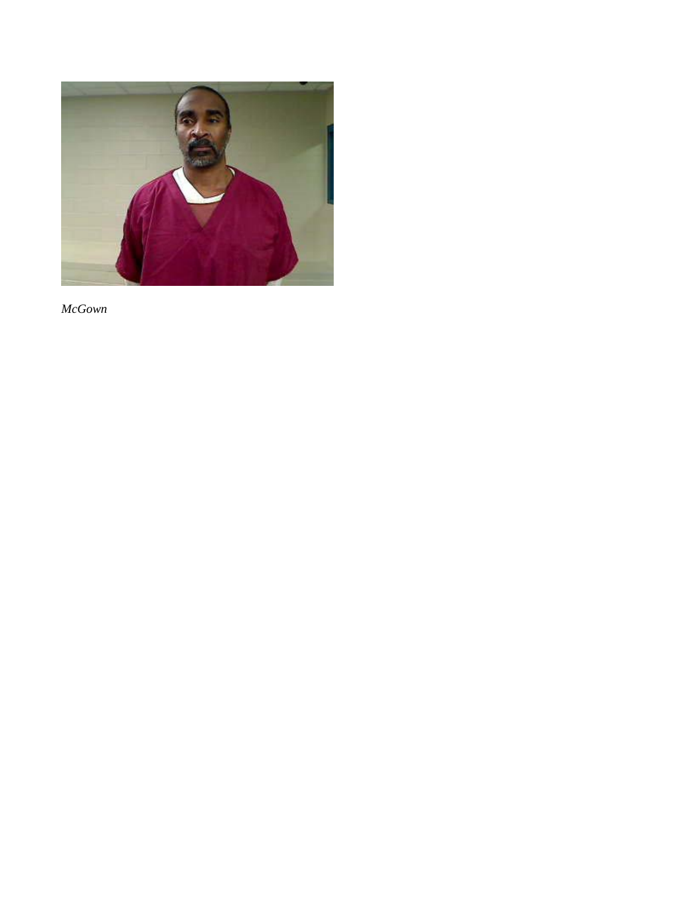*McGown*